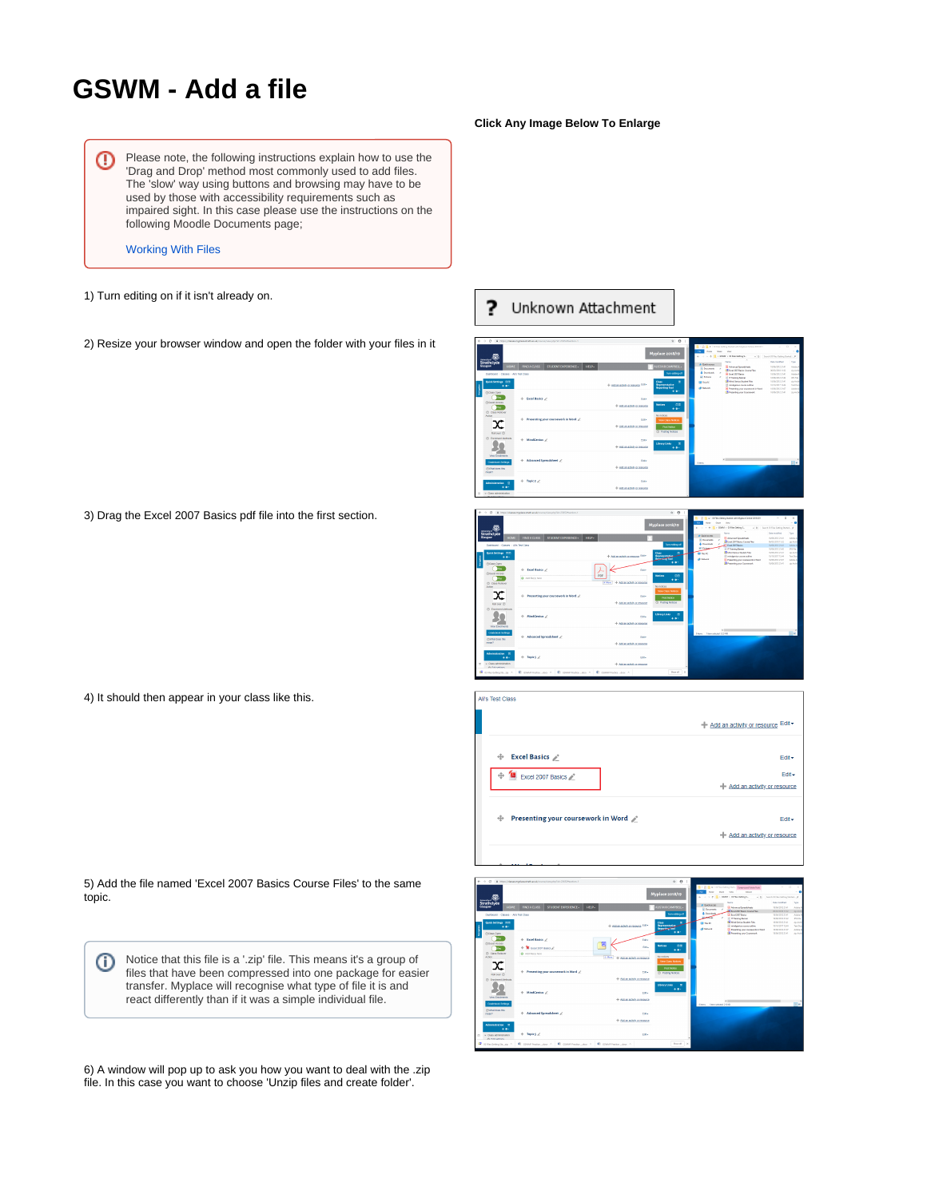# GSWM - Add a file

**Click Any Image Below To Enlarge**

> Please note, the following instructions explain how to use the 'Drag and Drop' method most commonly used to add files. The 'slow' way using buttons and browsing may have to be used by those with accessibility requirements such as impaired sight. In this case please use the instructions on the following Moodle Documents page;
>
> Working With Files

1) Turn editing on if it isn't already on.

Unknown Attachment

2) Resize your browser window and open the folder with your files in it

3) Drag the Excel 2007 Basics pdf file into the first section.

4) It should then appear in your class like this.

5) Add the file named 'Excel 2007 Basics Course Files' to the same topic.

> Notice that this file is a '.zip' file. This means it's a group of files that have been compressed into one package for easier transfer. Myplace will recognise what type of file it is and react differently than if it was a simple individual file.

6) A window will pop up to ask you how you want to deal with the .zip file. In this case you want to choose 'Unzip files and create folder'.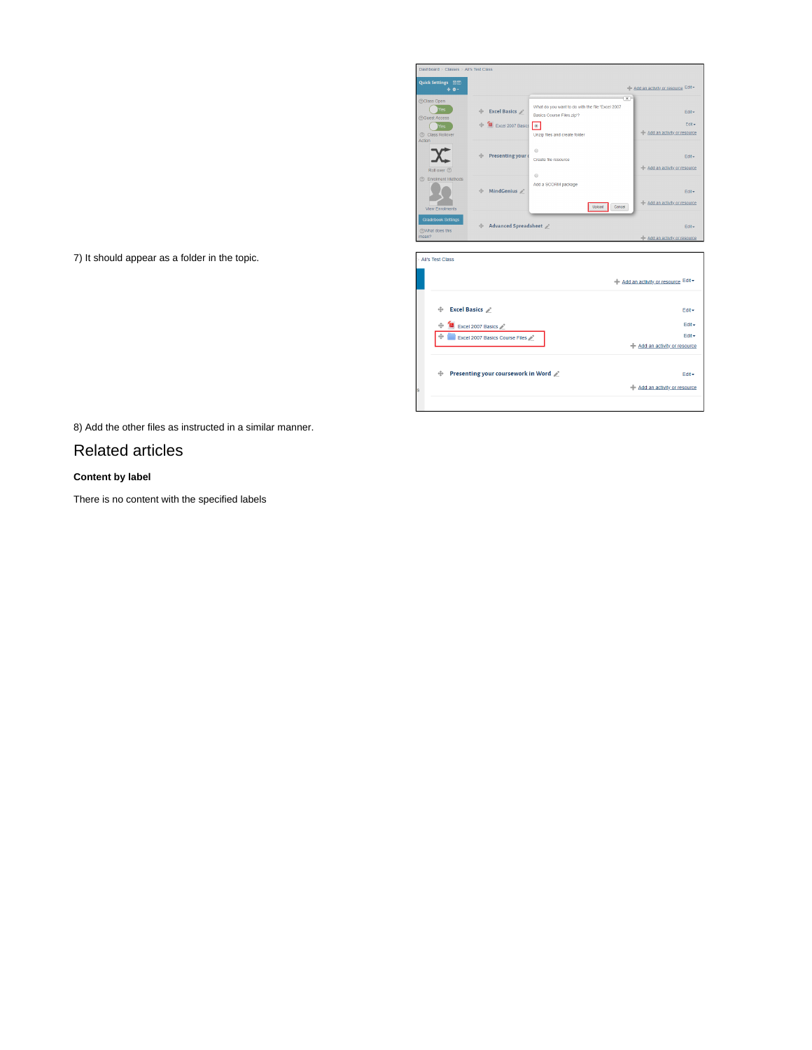7) It should appear as a folder in the topic.

8) Add the other files as instructed in a similar manner.

## Related articles

**Content by label**

There is no content with the specified labels